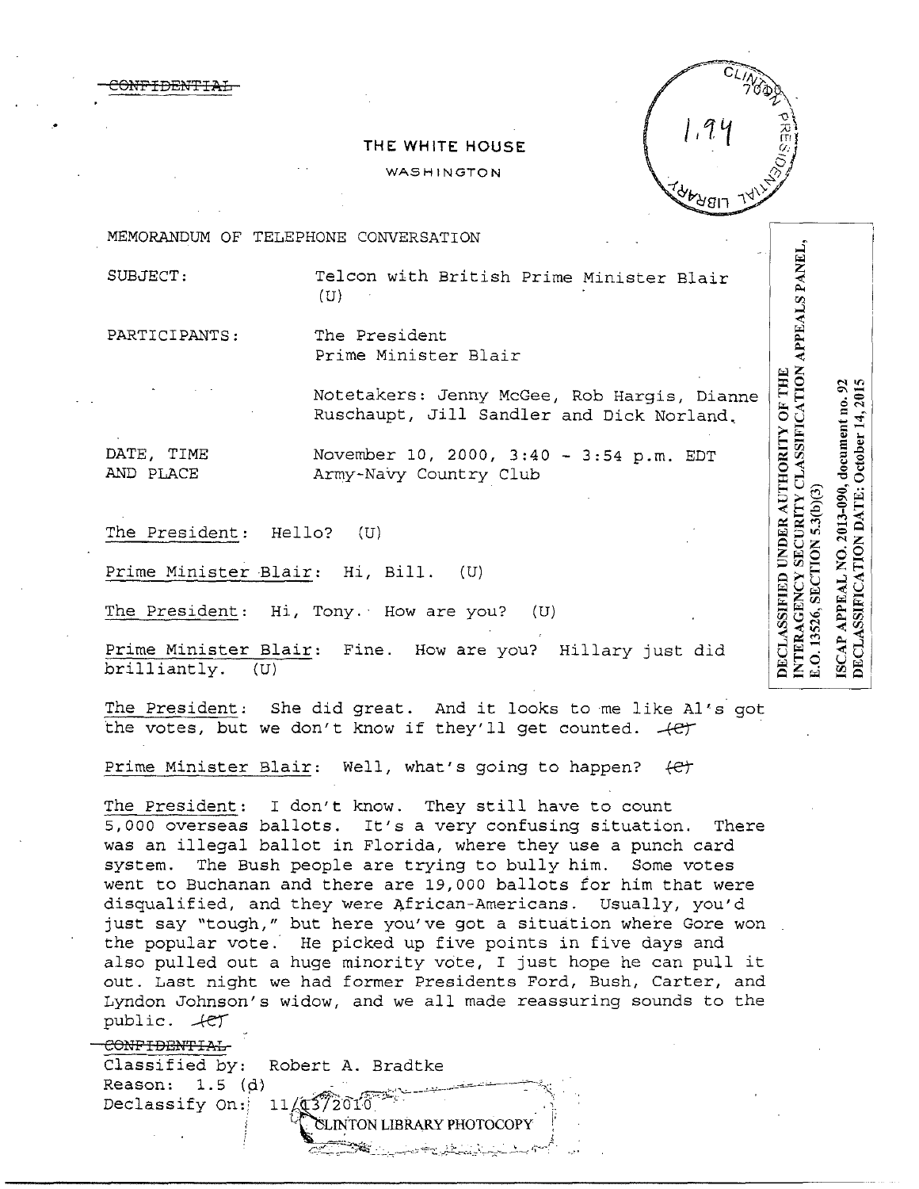~~CONFIDENTIAL~~

THE WHITE HOUSE

WASHINGTON

1.94

DECLASSIFIED UNDER AUTHORITY OF THE INTERAGENCY SECURITY CLASSIFICATION APPEALS PANEL, E.O. 13526, SECTION 5.3(b)(3)

ISCAP APPEAL NO. 2013-090, document no. 92
DECLASSIFICATION DATE: October 14, 2015

MEMORANDUM OF TELEPHONE CONVERSATION

SUBJECT: Telcon with British Prime Minister Blair (U)

PARTICIPANTS: The President
Prime Minister Blair

Notetakers: Jenny McGee, Rob Hargis, Dianne Ruschaupt, Jill Sandler and Dick Norland.

DATE, TIME AND PLACE: November 10, 2000, 3:40 - 3:54 p.m. EDT
Army-Navy Country Club

The President: Hello? (U)

Prime Minister Blair: Hi, Bill. (U)

The President: Hi, Tony. How are you? (U)

Prime Minister Blair: Fine. How are you? Hillary just did brilliantly. (U)

The President: She did great. And it looks to me like Al's got the votes, but we don't know if they'll get counted. ~~(C)~~

Prime Minister Blair: Well, what's going to happen? ~~(C)~~

The President: I don't know. They still have to count 5,000 overseas ballots. It's a very confusing situation. There was an illegal ballot in Florida, where they use a punch card system. The Bush people are trying to bully him. Some votes went to Buchanan and there are 19,000 ballots for him that were disqualified, and they were African-Americans. Usually, you'd just say "tough," but here you've got a situation where Gore won the popular vote. He picked up five points in five days and also pulled out a huge minority vote, I just hope he can pull it out. Last night we had former Presidents Ford, Bush, Carter, and Lyndon Johnson's widow, and we all made reassuring sounds to the public. ~~(C)~~

~~CONFIDENTIAL~~
Classified by: Robert A. Bradtke
Reason: 1.5 (d)
Declassify On: 11/13/2010

CLINTON LIBRARY PHOTOCOPY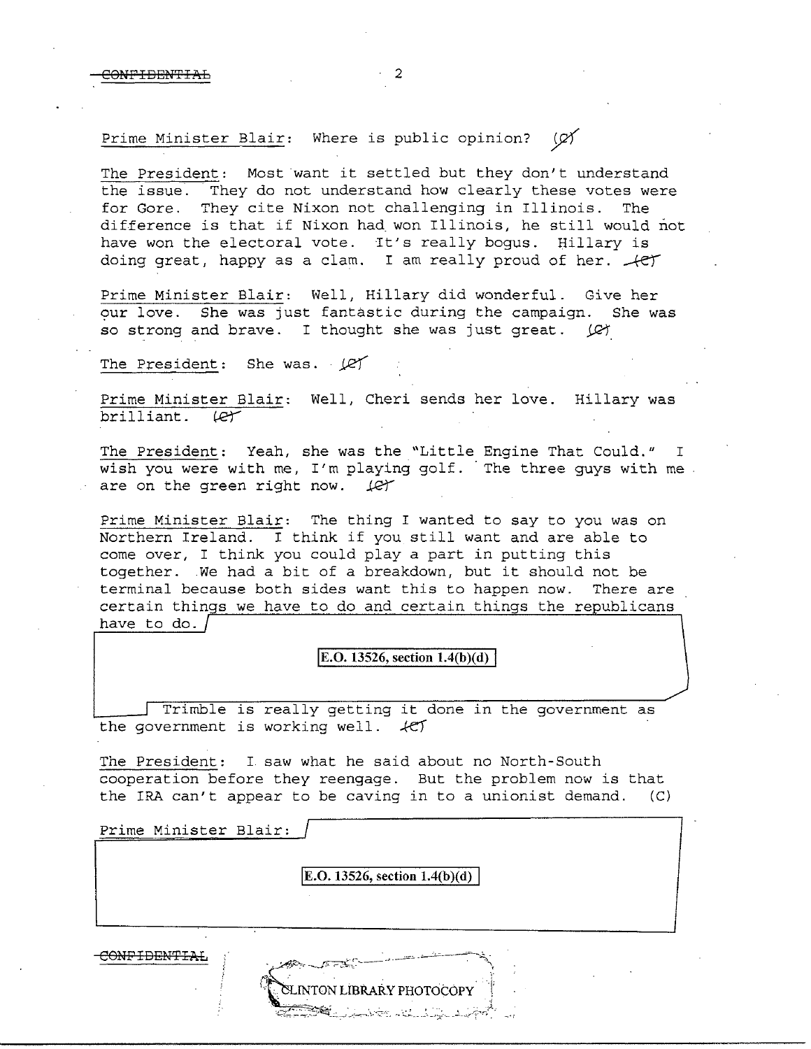Prime Minister Blair: Where is public opinion? (C)

The President: Most want it settled but they don't understand the issue. They do not understand how clearly these votes were for Gore. They cite Nixon not challenging in Illinois. The difference is that if Nixon had won Illinois, he still would not have won the electoral vote. It's really bogus. Hillary is doing great, happy as a clam. I am really proud of her. (C)

Prime Minister Blair: Well, Hillary did wonderful. Give her our love. She was just fantastic during the campaign. She was so strong and brave. I thought she was just great. (C)

The President: She was. (C)

Prime Minister Blair: Well, Cheri sends her love. Hillary was brilliant. (C)

The President: Yeah, she was the "Little Engine That Could." I wish you were with me, I'm playing golf. The three guys with me are on the green right now. (C)

Prime Minister Blair: The thing I wanted to say to you was on Northern Ireland. I think if you still want and are able to come over, I think you could play a part in putting this together. We had a bit of a breakdown, but it should not be terminal because both sides want this to happen now. There are certain things we have to do and certain things the republicans have to do.

E.O. 13526, section 1.4(b)(d)

Trimble is really getting it done in the government as the government is working well. (C)

The President: I saw what he said about no North-South cooperation before they reengage. But the problem now is that the IRA can't appear to be caving in to a unionist demand. (C)

Prime Minister Blair:

E.O. 13526, section 1.4(b)(d)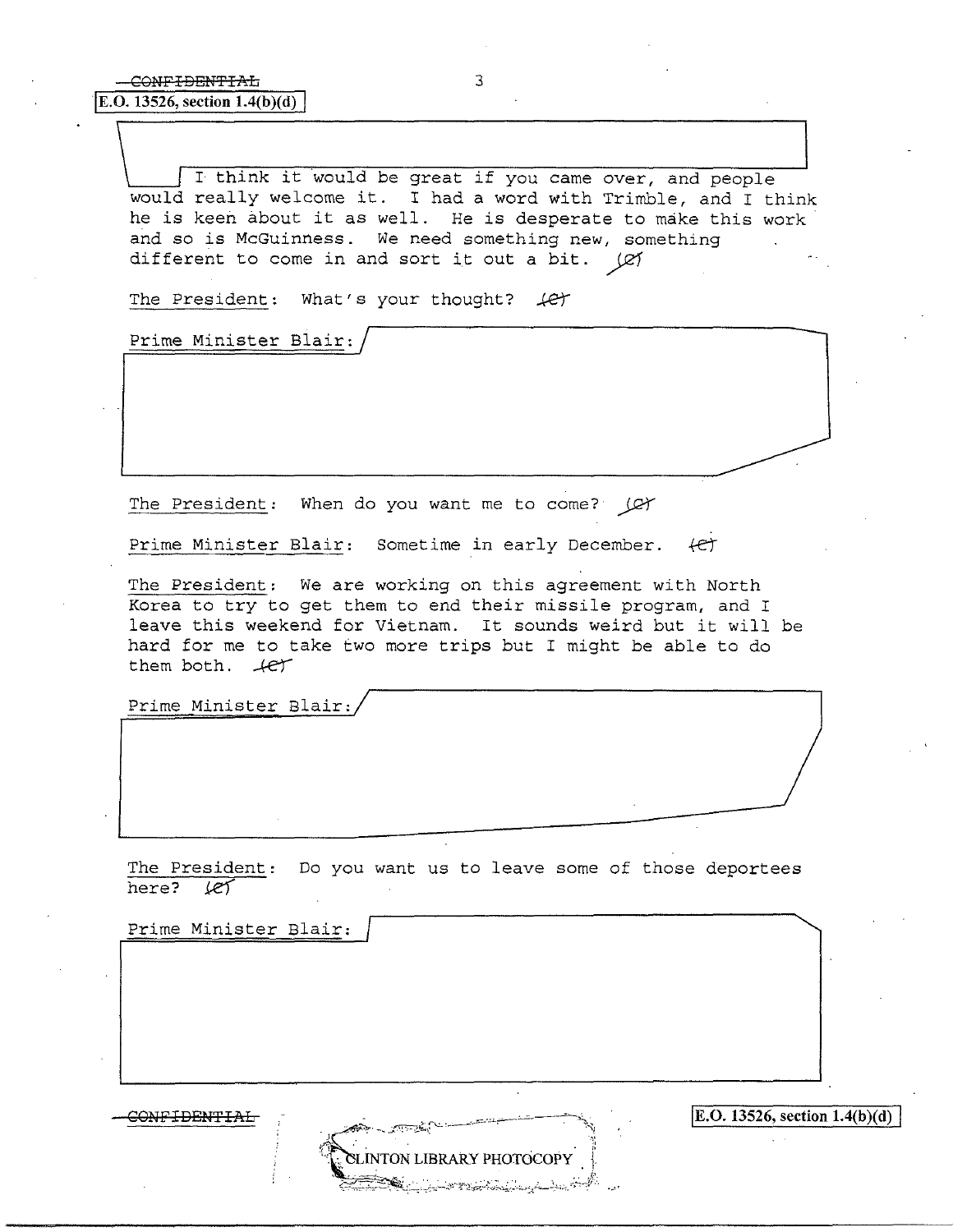CONFIDENTIAL

E.O. 13526, section 1.4(b)(d)

I think it would be great if you came over, and people would really welcome it. I had a word with Trimble, and I think he is keen about it as well. He is desperate to make this work and so is McGuinness. We need something new, something different to come in and sort it out a bit. (C)

The President: What's your thought? (C)

Prime Minister Blair:

The President: When do you want me to come? (C)

Prime Minister Blair: Sometime in early December. (C)

The President: We are working on this agreement with North Korea to try to get them to end their missile program, and I leave this weekend for Vietnam. It sounds weird but it will be hard for me to take two more trips but I might be able to do them both. (C)

Prime Minister Blair:

The President: Do you want us to leave some of those deportees here? (C)

Prime Minister Blair:

CONFIDENTIAL

E.O. 13526, section 1.4(b)(d)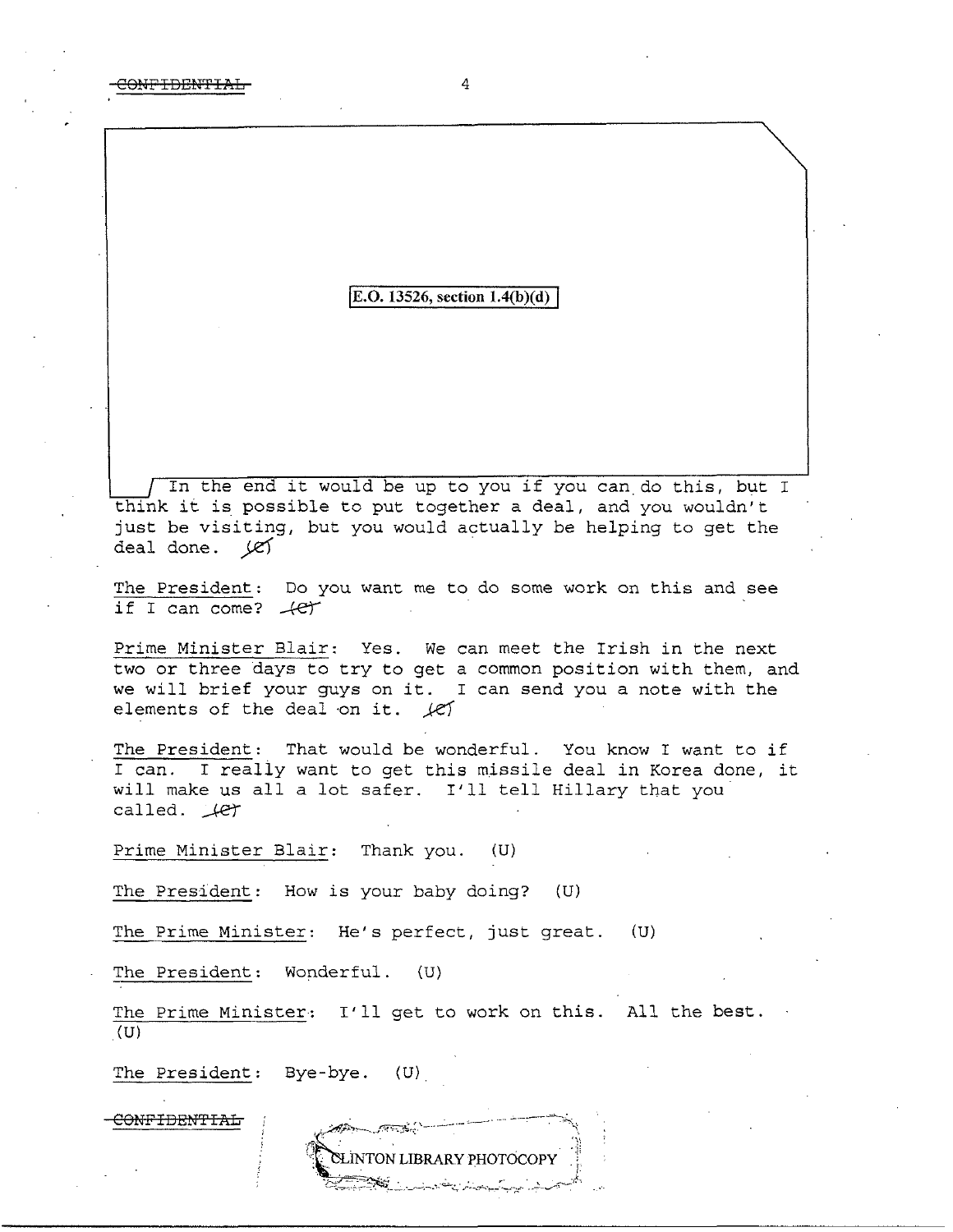CONFIDENTIAL

E.O. 13526, section 1.4(b)(d)

In the end it would be up to you if you can do this, but I think it is possible to put together a deal, and you wouldn't just be visiting, but you would actually be helping to get the deal done. (C)

The President: Do you want me to do some work on this and see if I can come? (C)

Prime Minister Blair: Yes. We can meet the Irish in the next two or three days to try to get a common position with them, and we will brief your guys on it. I can send you a note with the elements of the deal on it. (C)

The President: That would be wonderful. You know I want to if I can. I really want to get this missile deal in Korea done, it will make us all a lot safer. I'll tell Hillary that you called. (C)

Prime Minister Blair: Thank you. (U)

The President: How is your baby doing? (U)

The Prime Minister: He's perfect, just great. (U)

The President: Wonderful. (U)

The Prime Minister: I'll get to work on this. All the best. (U)

The President: Bye-bye. (U)

CONFIDENTIAL

CLINTON LIBRARY PHOTOCOPY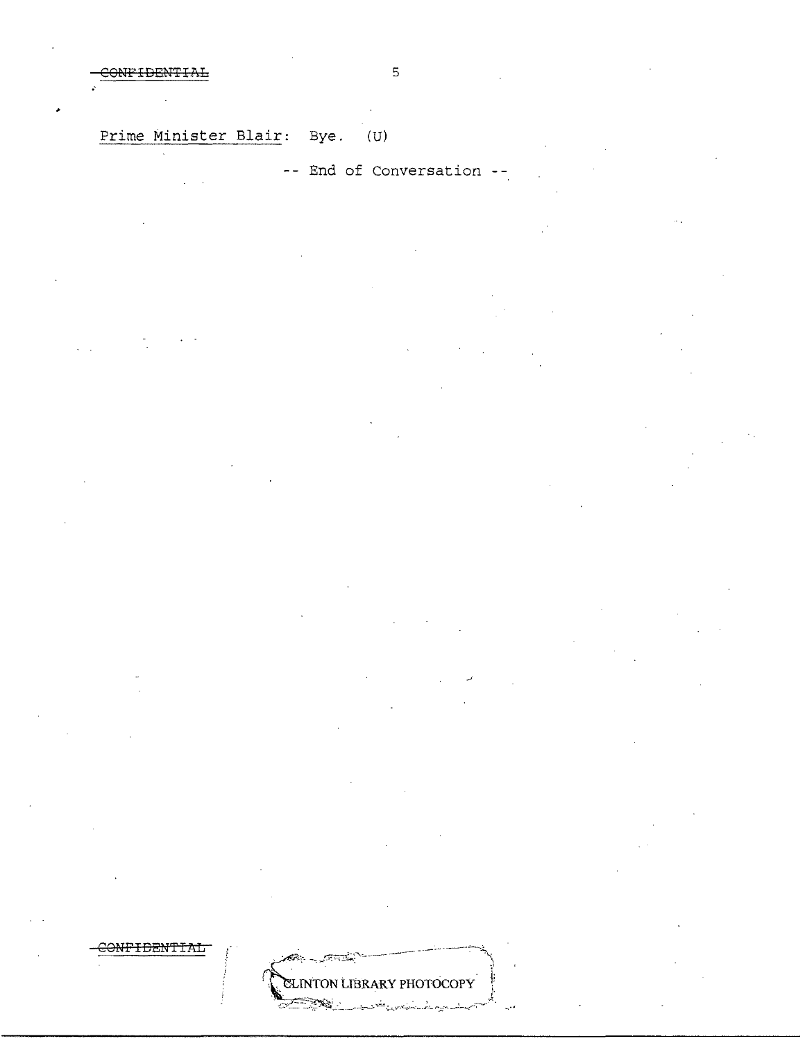Prime Minister Blair: Bye. (U)

-- End of Conversation --